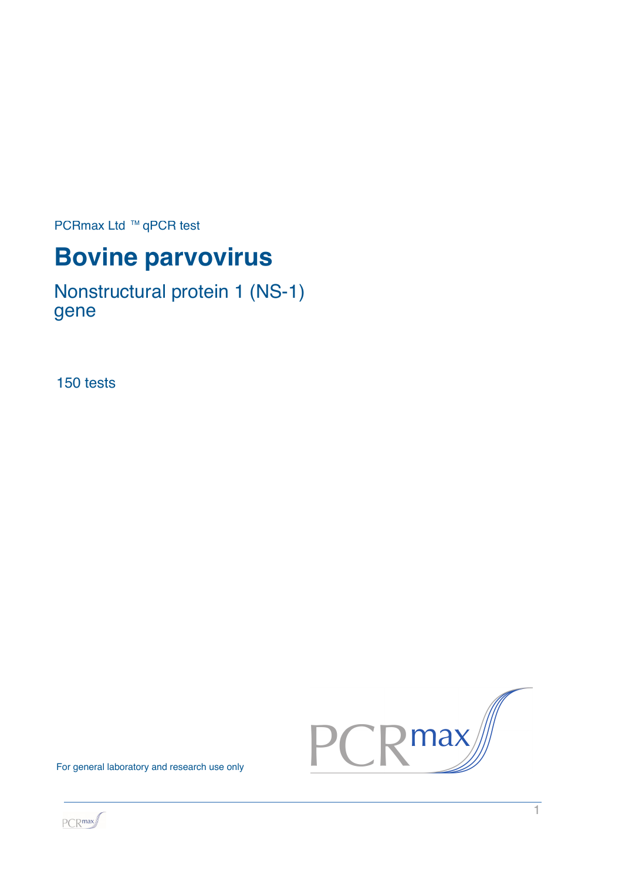PCRmax Ltd ™ qPCR test

# Bovine parvovirus

## Nonstructural protein 1 (NS-1) gene

150 tests

For general laboratory and research use only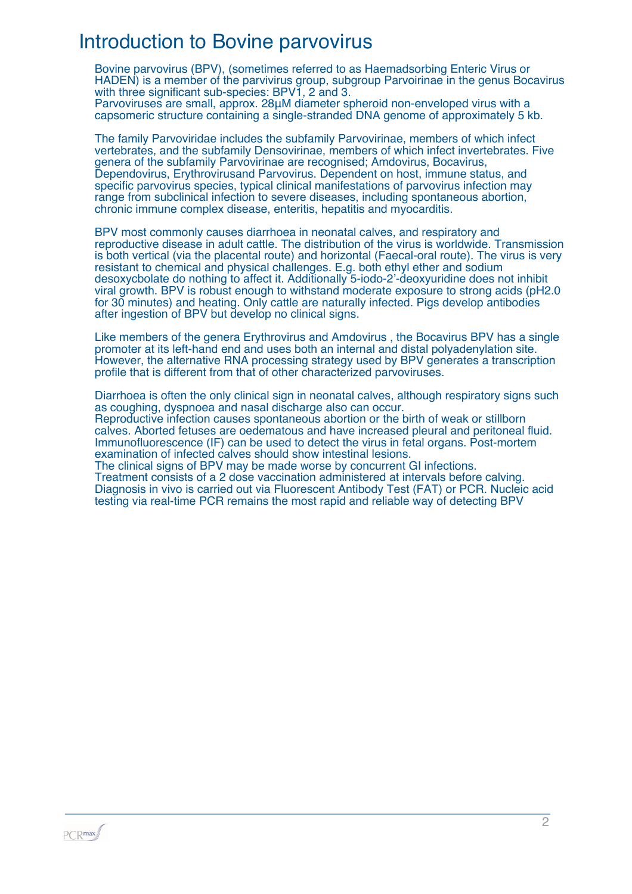# Introduction to Bovine parvovirus

Bovine parvovirus (BPV), (sometimes referred to as Haemadsorbing Enteric Virus or HADEN) is a member of the parvivirus group, subgroup Parvoirinae in the genus Bocavirus with three significant sub-species: BPV1, 2 and 3.
Parvoviruses are small, approx. 28µM diameter spheroid non-enveloped virus with a capsomeric structure containing a single-stranded DNA genome of approximately 5 kb.

The family Parvoviridae includes the subfamily Parvovirinae, members of which infect vertebrates, and the subfamily Densovirinae, members of which infect invertebrates. Five genera of the subfamily Parvovirinae are recognised; Amdovirus, Bocavirus, Dependovirus, Erythrovirusand Parvovirus. Dependent on host, immune status, and specific parvovirus species, typical clinical manifestations of parvovirus infection may range from subclinical infection to severe diseases, including spontaneous abortion, chronic immune complex disease, enteritis, hepatitis and myocarditis.

BPV most commonly causes diarrhoea in neonatal calves, and respiratory and reproductive disease in adult cattle. The distribution of the virus is worldwide. Transmission is both vertical (via the placental route) and horizontal (Faecal-oral route). The virus is very resistant to chemical and physical challenges. E.g. both ethyl ether and sodium desoxycbolate do nothing to affect it. Additionally 5-iodo-2'-deoxyuridine does not inhibit viral growth. BPV is robust enough to withstand moderate exposure to strong acids (pH2.0 for 30 minutes) and heating. Only cattle are naturally infected. Pigs develop antibodies after ingestion of BPV but develop no clinical signs.

Like members of the genera Erythrovirus and Amdovirus , the Bocavirus BPV has a single promoter at its left-hand end and uses both an internal and distal polyadenylation site. However, the alternative RNA processing strategy used by BPV generates a transcription profile that is different from that of other characterized parvoviruses.

Diarrhoea is often the only clinical sign in neonatal calves, although respiratory signs such as coughing, dyspnoea and nasal discharge also can occur.
Reproductive infection causes spontaneous abortion or the birth of weak or stillborn calves. Aborted fetuses are oedematous and have increased pleural and peritoneal fluid. Immunofluorescence (IF) can be used to detect the virus in fetal organs. Post-mortem examination of infected calves should show intestinal lesions.
The clinical signs of BPV may be made worse by concurrent GI infections.
Treatment consists of a 2 dose vaccination administered at intervals before calving.
Diagnosis in vivo is carried out via Fluorescent Antibody Test (FAT) or PCR. Nucleic acid testing via real-time PCR remains the most rapid and reliable way of detecting BPV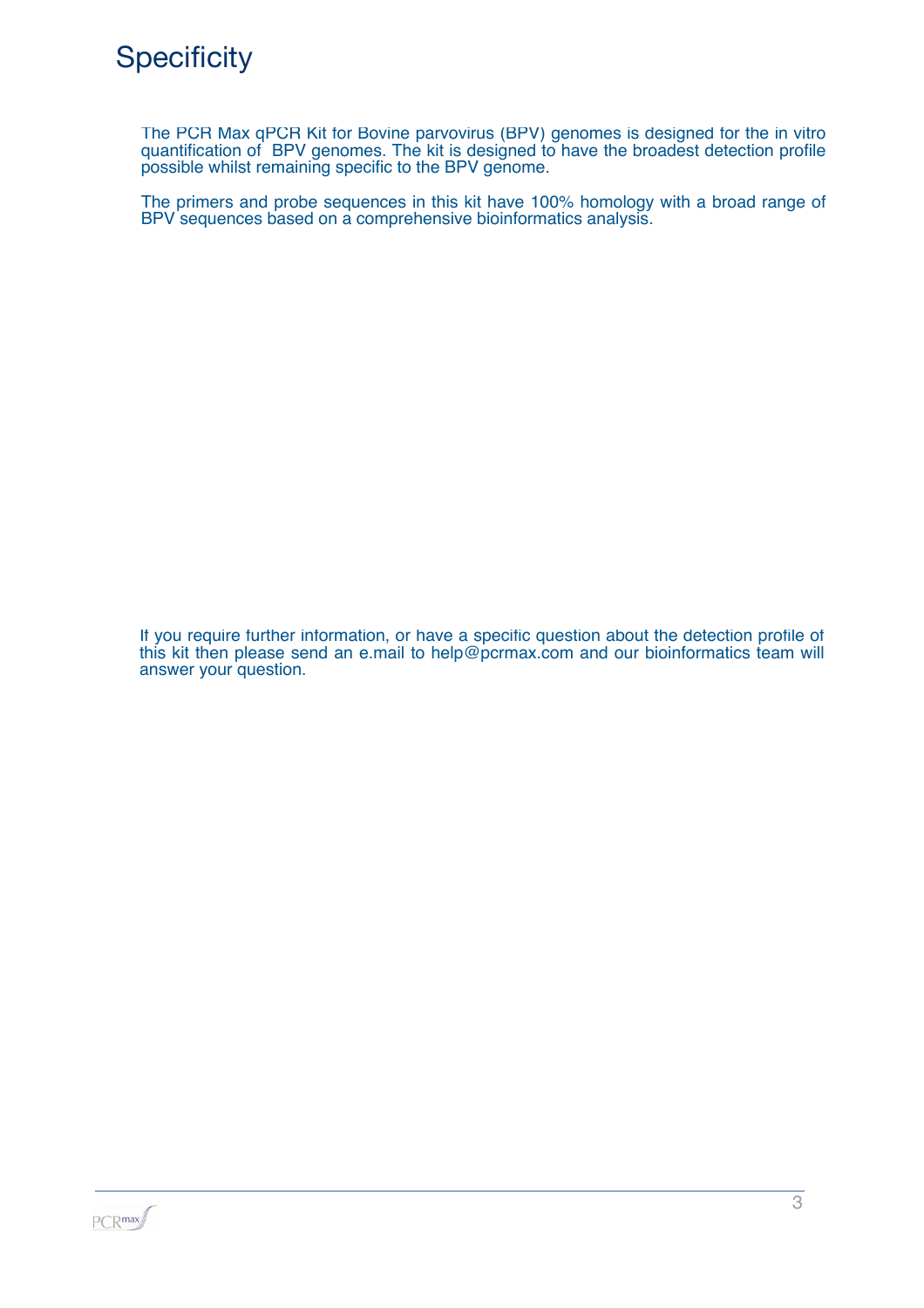# Specificity

The PCR Max qPCR Kit for Bovine parvovirus (BPV) genomes is designed for the in vitro quantification of  BPV genomes. The kit is designed to have the broadest detection profile possible whilst remaining specific to the BPV genome.

The primers and probe sequences in this kit have 100% homology with a broad range of BPV sequences based on a comprehensive bioinformatics analysis.

If you require further information, or have a specific question about the detection profile of this kit then please send an e.mail to help@pcrmax.com and our bioinformatics team will answer your question.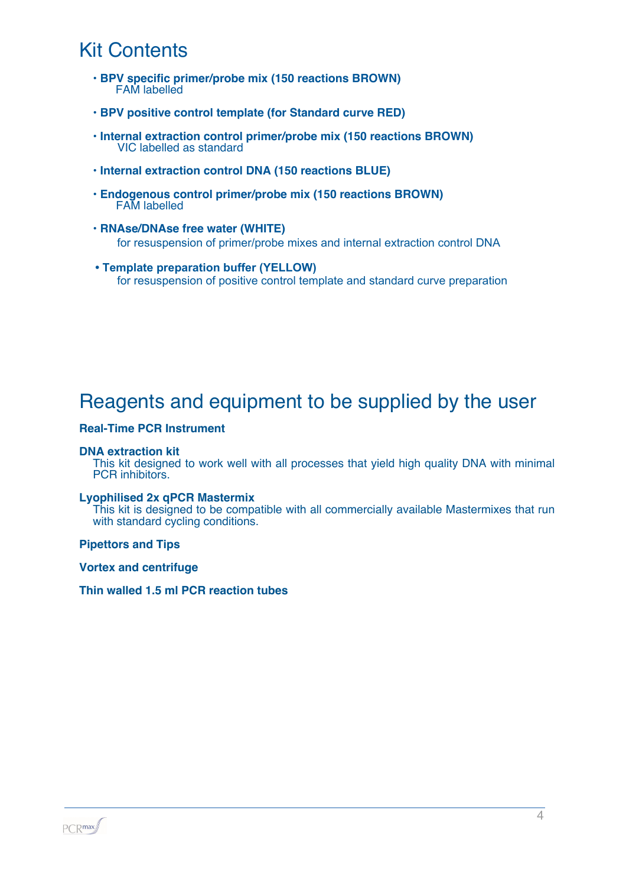# Kit Contents

- **BPV specific primer/probe mix (150 reactions BROWN)**
  FAM labelled
- **BPV positive control template (for Standard curve RED)**
- **Internal extraction control primer/probe mix (150 reactions BROWN)**
  VIC labelled as standard
- **Internal extraction control DNA (150 reactions BLUE)**
- **Endogenous control primer/probe mix (150 reactions BROWN)**
  FAM labelled
- **RNAse/DNAse free water (WHITE)**
  for resuspension of primer/probe mixes and internal extraction control DNA
- **Template preparation buffer (YELLOW)**
  for resuspension of positive control template and standard curve preparation

# Reagents and equipment to be supplied by the user

**Real-Time PCR Instrument**

**DNA extraction kit**
This kit designed to work well with all processes that yield high quality DNA with minimal PCR inhibitors.

**Lyophilised 2x qPCR Mastermix**
This kit is designed to be compatible with all commercially available Mastermixes that run with standard cycling conditions.

**Pipettors and Tips**

**Vortex and centrifuge**

**Thin walled 1.5 ml PCR reaction tubes**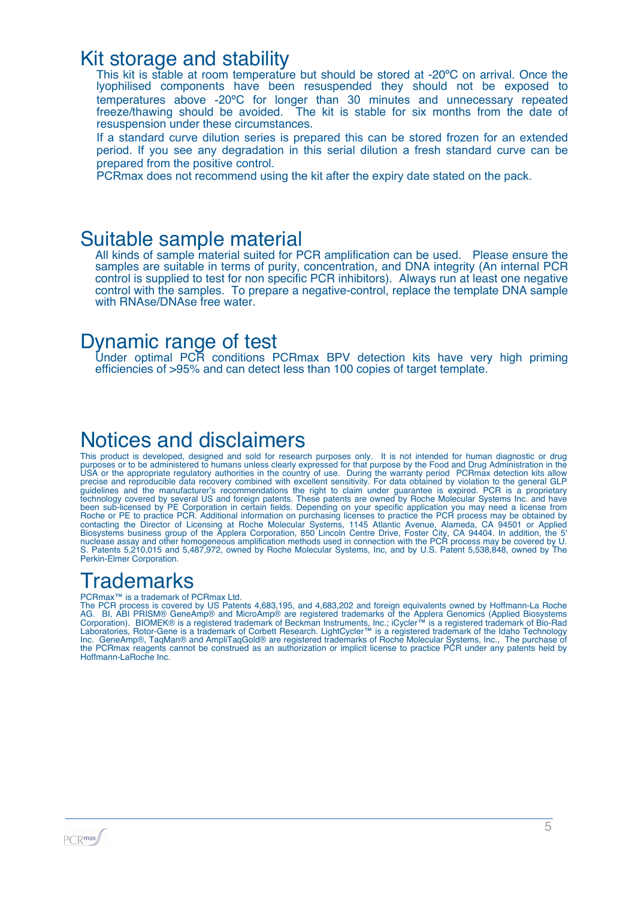## Kit storage and stability

This kit is stable at room temperature but should be stored at -20ºC on arrival. Once the lyophilised components have been resuspended they should not be exposed to temperatures above -20ºC for longer than 30 minutes and unnecessary repeated freeze/thawing should be avoided. The kit is stable for six months from the date of resuspension under these circumstances.

If a standard curve dilution series is prepared this can be stored frozen for an extended period. If you see any degradation in this serial dilution a fresh standard curve can be prepared from the positive control.

PCRmax does not recommend using the kit after the expiry date stated on the pack.

## Suitable sample material

All kinds of sample material suited for PCR amplification can be used. Please ensure the samples are suitable in terms of purity, concentration, and DNA integrity (An internal PCR control is supplied to test for non specific PCR inhibitors). Always run at least one negative control with the samples. To prepare a negative-control, replace the template DNA sample with RNAse/DNAse free water.

## Dynamic range of test

Under optimal PCR conditions PCRmax BPV detection kits have very high priming efficiencies of >95% and can detect less than 100 copies of target template.

## Notices and disclaimers

This product is developed, designed and sold for research purposes only. It is not intended for human diagnostic or drug purposes or to be administered to humans unless clearly expressed for that purpose by the Food and Drug Administration in the USA or the appropriate regulatory authorities in the country of use. During the warranty period PCRmax detection kits allow precise and reproducible data recovery combined with excellent sensitivity. For data obtained by violation to the general GLP guidelines and the manufacturer's recommendations the right to claim under guarantee is expired. PCR is a proprietary technology covered by several US and foreign patents. These patents are owned by Roche Molecular Systems Inc. and have been sub-licensed by PE Corporation in certain fields. Depending on your specific application you may need a license from Roche or PE to practice PCR. Additional information on purchasing licenses to practice the PCR process may be obtained by contacting the Director of Licensing at Roche Molecular Systems, 1145 Atlantic Avenue, Alameda, CA 94501 or Applied Biosystems business group of the Applera Corporation, 850 Lincoln Centre Drive, Foster City, CA 94404. In addition, the 5' nuclease assay and other homogeneous amplification methods used in connection with the PCR process may be covered by U. S. Patents 5,210,015 and 5,487,972, owned by Roche Molecular Systems, Inc, and by U.S. Patent 5,538,848, owned by The Perkin-Elmer Corporation.

## Trademarks

PCRmax™ is a trademark of PCRmax Ltd.

The PCR process is covered by US Patents 4,683,195, and 4,683,202 and foreign equivalents owned by Hoffmann-La Roche AG. BI, ABI PRISM® GeneAmp® and MicroAmp® are registered trademarks of the Applera Genomics (Applied Biosystems Corporation). BIOMEK® is a registered trademark of Beckman Instruments, Inc.; iCycler™ is a registered trademark of Bio-Rad Laboratories, Rotor-Gene is a trademark of Corbett Research. LightCycler™ is a registered trademark of the Idaho Technology Inc. GeneAmp®, TaqMan® and AmpliTaqGold® are registered trademarks of Roche Molecular Systems, Inc., The purchase of the PCRmax reagents cannot be construed as an authorization or implicit license to practice PCR under any patents held by Hoffmann-LaRoche Inc.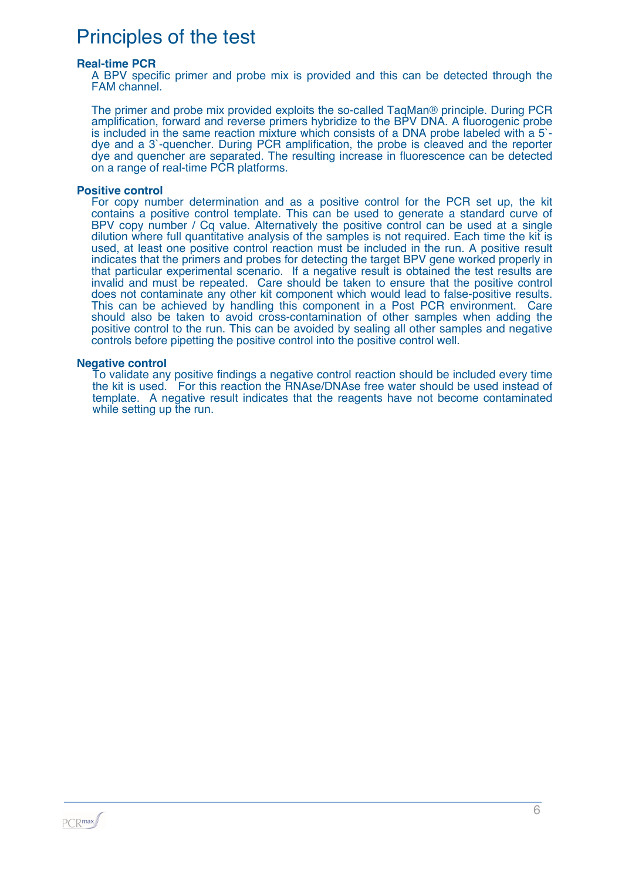# Principles of the test

### Real-time PCR

A BPV specific primer and probe mix is provided and this can be detected through the FAM channel.

The primer and probe mix provided exploits the so-called TaqMan® principle. During PCR amplification, forward and reverse primers hybridize to the BPV DNA. A fluorogenic probe is included in the same reaction mixture which consists of a DNA probe labeled with a 5`-dye and a 3`-quencher. During PCR amplification, the probe is cleaved and the reporter dye and quencher are separated. The resulting increase in fluorescence can be detected on a range of real-time PCR platforms.

### Positive control

For copy number determination and as a positive control for the PCR set up, the kit contains a positive control template. This can be used to generate a standard curve of BPV copy number / Cq value. Alternatively the positive control can be used at a single dilution where full quantitative analysis of the samples is not required. Each time the kit is used, at least one positive control reaction must be included in the run. A positive result indicates that the primers and probes for detecting the target BPV gene worked properly in that particular experimental scenario. If a negative result is obtained the test results are invalid and must be repeated. Care should be taken to ensure that the positive control does not contaminate any other kit component which would lead to false-positive results. This can be achieved by handling this component in a Post PCR environment. Care should also be taken to avoid cross-contamination of other samples when adding the positive control to the run. This can be avoided by sealing all other samples and negative controls before pipetting the positive control into the positive control well.

### Negative control

To validate any positive findings a negative control reaction should be included every time the kit is used. For this reaction the RNAse/DNAse free water should be used instead of template. A negative result indicates that the reagents have not become contaminated while setting up the run.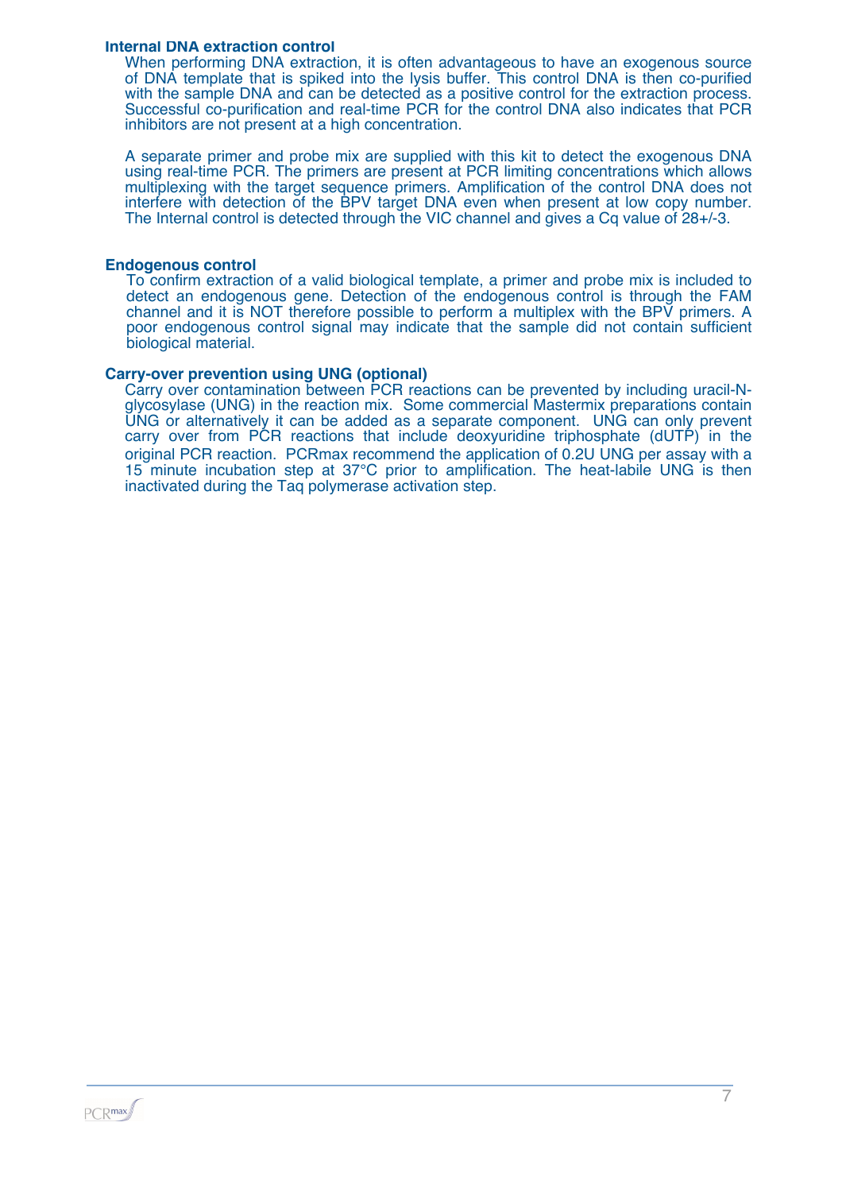**Internal DNA extraction control**

When performing DNA extraction, it is often advantageous to have an exogenous source of DNA template that is spiked into the lysis buffer. This control DNA is then co-purified with the sample DNA and can be detected as a positive control for the extraction process. Successful co-purification and real-time PCR for the control DNA also indicates that PCR inhibitors are not present at a high concentration.

A separate primer and probe mix are supplied with this kit to detect the exogenous DNA using real-time PCR. The primers are present at PCR limiting concentrations which allows multiplexing with the target sequence primers. Amplification of the control DNA does not interfere with detection of the BPV target DNA even when present at low copy number. The Internal control is detected through the VIC channel and gives a Cq value of 28+/-3.

**Endogenous control**

To confirm extraction of a valid biological template, a primer and probe mix is included to detect an endogenous gene. Detection of the endogenous control is through the FAM channel and it is NOT therefore possible to perform a multiplex with the BPV primers. A poor endogenous control signal may indicate that the sample did not contain sufficient biological material.

**Carry-over prevention using UNG (optional)**

Carry over contamination between PCR reactions can be prevented by including uracil-N-glycosylase (UNG) in the reaction mix. Some commercial Mastermix preparations contain UNG or alternatively it can be added as a separate component. UNG can only prevent carry over from PCR reactions that include deoxyuridine triphosphate (dUTP) in the original PCR reaction. PCRmax recommend the application of 0.2U UNG per assay with a 15 minute incubation step at 37°C prior to amplification. The heat-labile UNG is then inactivated during the Taq polymerase activation step.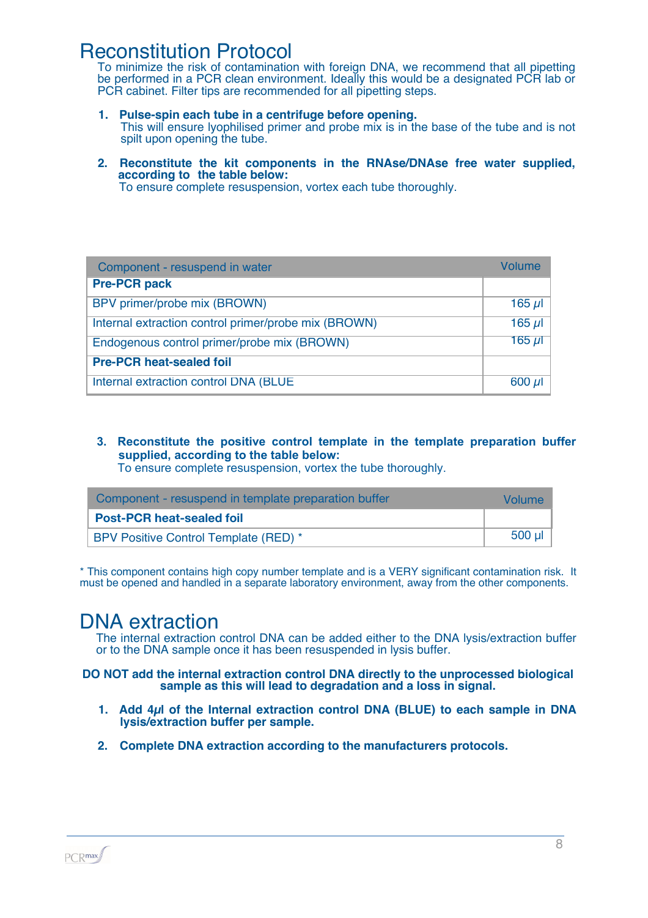# Reconstitution Protocol

To minimize the risk of contamination with foreign DNA, we recommend that all pipetting be performed in a PCR clean environment. Ideally this would be a designated PCR lab or PCR cabinet. Filter tips are recommended for all pipetting steps.

1. **Pulse-spin each tube in a centrifuge before opening.**
   This will ensure lyophilised primer and probe mix is in the base of the tube and is not spilt upon opening the tube.

2. **Reconstitute the kit components in the RNAse/DNAse free water supplied, according to the table below:**
   To ensure complete resuspension, vortex each tube thoroughly.

| Component - resuspend in water | Volume |
|---|---|
| **Pre-PCR pack** | |
| BPV primer/probe mix (BROWN) | 165 µl |
| Internal extraction control primer/probe mix (BROWN) | 165 µl |
| Endogenous control primer/probe mix (BROWN) | 165 µl |
| **Pre-PCR heat-sealed foil** | |
| Internal extraction control DNA (BLUE | 600 µl |

3. **Reconstitute the positive control template in the template preparation buffer supplied, according to the table below:**
   To ensure complete resuspension, vortex the tube thoroughly.

| Component - resuspend in template preparation buffer | Volume |
|---|---|
| **Post-PCR heat-sealed foil** | |
| BPV Positive Control Template (RED) * | 500 µl |

* This component contains high copy number template and is a VERY significant contamination risk. It must be opened and handled in a separate laboratory environment, away from the other components.

# DNA extraction

The internal extraction control DNA can be added either to the DNA lysis/extraction buffer or to the DNA sample once it has been resuspended in lysis buffer.

**DO NOT add the internal extraction control DNA directly to the unprocessed biological sample as this will lead to degradation and a loss in signal.**

1. **Add 4µl of the Internal extraction control DNA (BLUE) to each sample in DNA lysis/extraction buffer per sample.**

2. **Complete DNA extraction according to the manufacturers protocols.**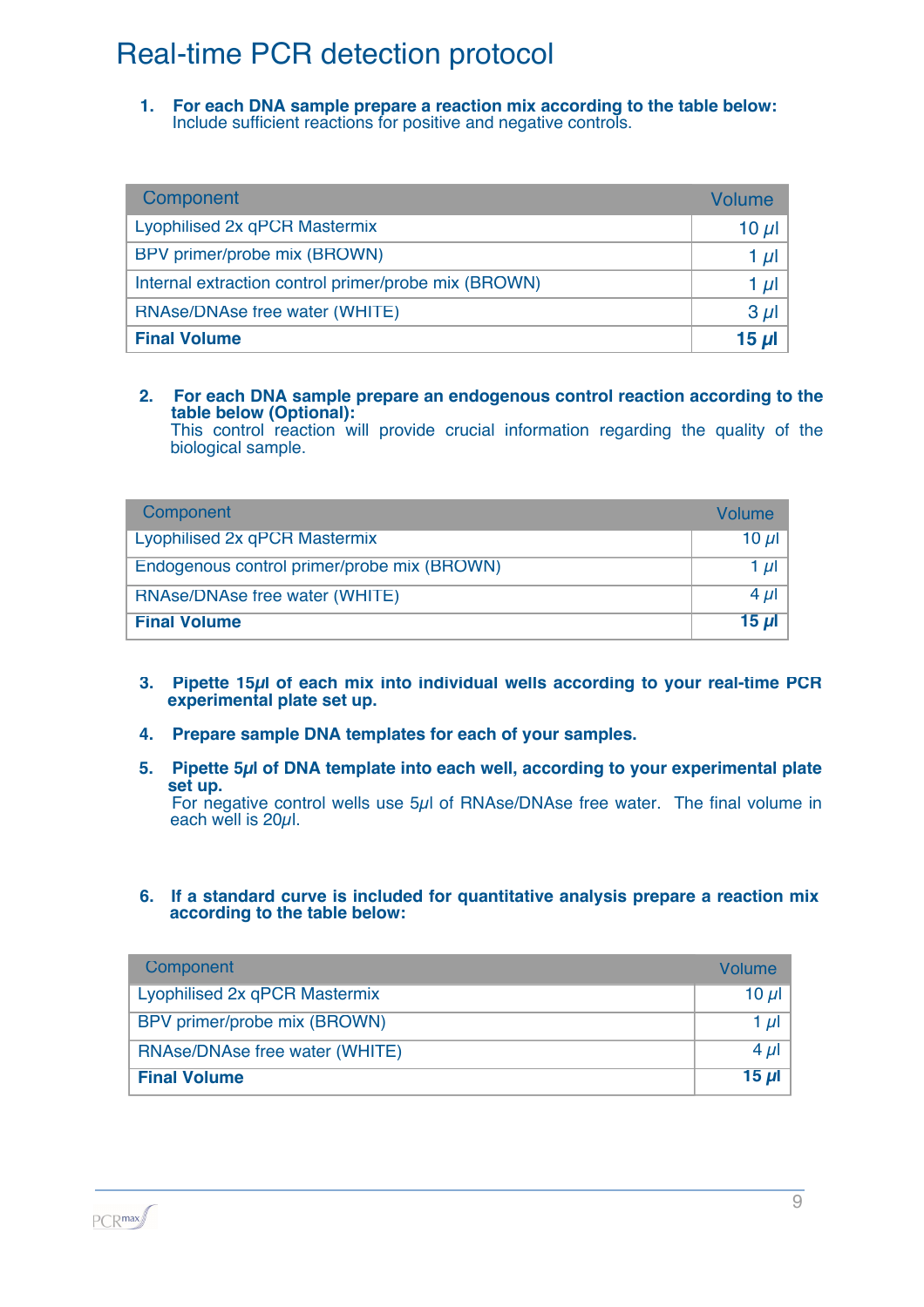# Real-time PCR detection protocol

1. **For each DNA sample prepare a reaction mix according to the table below:**
   Include sufficient reactions for positive and negative controls.

| Component | Volume |
|---|---|
| Lyophilised 2x qPCR Mastermix | 10 µl |
| BPV primer/probe mix (BROWN) | 1 µl |
| Internal extraction control primer/probe mix (BROWN) | 1 µl |
| RNAse/DNAse free water (WHITE) | 3 µl |
| **Final Volume** | **15 µl** |

2. **For each DNA sample prepare an endogenous control reaction according to the table below (Optional):**
   This control reaction will provide crucial information regarding the quality of the biological sample.

| Component | Volume |
|---|---|
| Lyophilised 2x qPCR Mastermix | 10 µl |
| Endogenous control primer/probe mix (BROWN) | 1 µl |
| RNAse/DNAse free water (WHITE) | 4 µl |
| **Final Volume** | **15 µl** |

3. **Pipette 15µl of each mix into individual wells according to your real-time PCR experimental plate set up.**

4. **Prepare sample DNA templates for each of your samples.**

5. **Pipette 5µl of DNA template into each well, according to your experimental plate set up.**
   For negative control wells use 5µl of RNAse/DNAse free water. The final volume in each well is 20µl.

6. **If a standard curve is included for quantitative analysis prepare a reaction mix according to the table below:**

| Component | Volume |
|---|---|
| Lyophilised 2x qPCR Mastermix | 10 µl |
| BPV primer/probe mix (BROWN) | 1 µl |
| RNAse/DNAse free water (WHITE) | 4 µl |
| **Final Volume** | **15 µl** |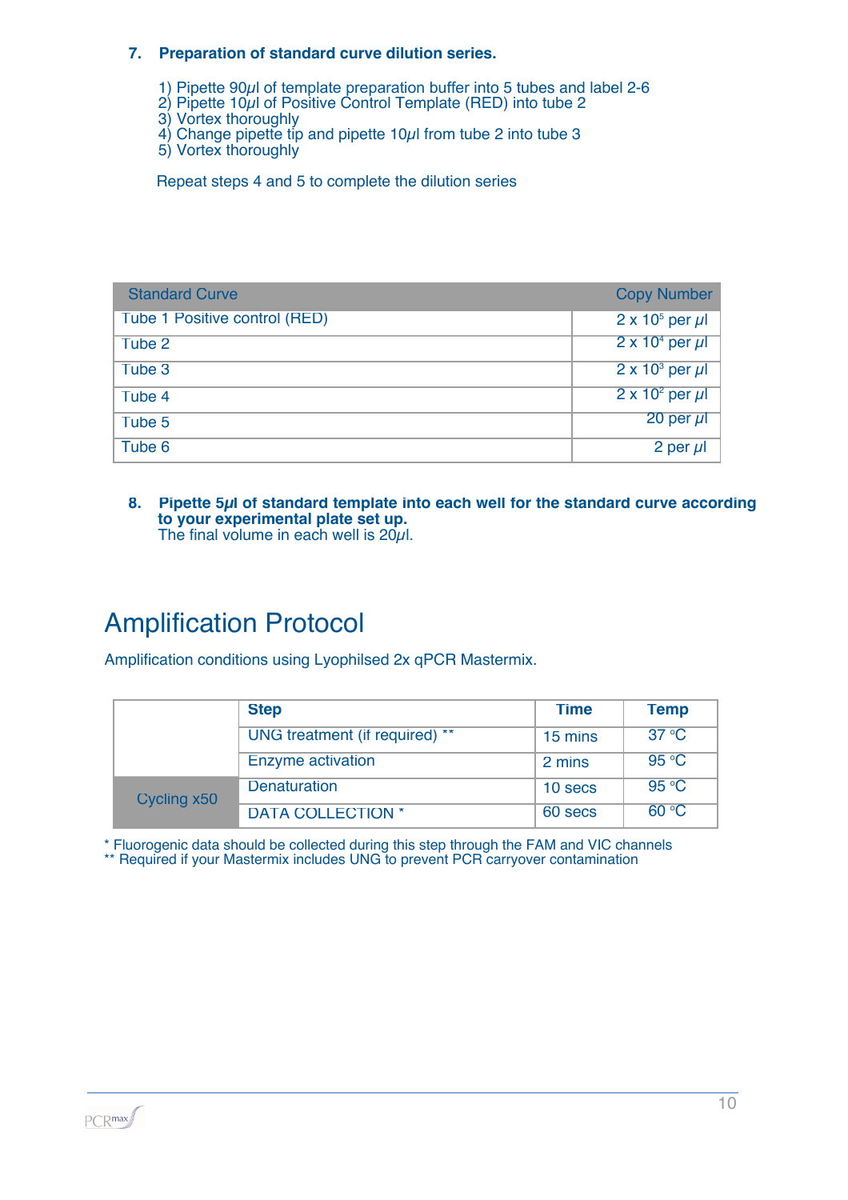**7. Preparation of standard curve dilution series.**

1) Pipette 90$\mu$l of template preparation buffer into 5 tubes and label 2-6
2) Pipette 10$\mu$l of Positive Control Template (RED) into tube 2
3) Vortex thoroughly
4) Change pipette tip and pipette 10$\mu$l from tube 2 into tube 3
5) Vortex thoroughly

Repeat steps 4 and 5 to complete the dilution series

| Standard Curve | Copy Number |
|---|---|
| Tube 1 Positive control (RED) | $2 \times 10^5$ per $\mu$l |
| Tube 2 | $2 \times 10^4$ per $\mu$l |
| Tube 3 | $2 \times 10^3$ per $\mu$l |
| Tube 4 | $2 \times 10^2$ per $\mu$l |
| Tube 5 | 20 per $\mu$l |
| Tube 6 | 2 per $\mu$l |

**8. Pipette 5$\mu$l of standard template into each well for the standard curve according to your experimental plate set up.**
The final volume in each well is 20$\mu$l.

# Amplification Protocol

Amplification conditions using Lyophilsed 2x qPCR Mastermix.

| | Step | Time | Temp |
|---|---|---|---|
| | UNG treatment (if required) ** | 15 mins | 37 °C |
| | Enzyme activation | 2 mins | 95 °C |
| Cycling x50 | Denaturation | 10 secs | 95 °C |
| | DATA COLLECTION * | 60 secs | 60 °C |

* Fluorogenic data should be collected during this step through the FAM and VIC channels
** Required if your Mastermix includes UNG to prevent PCR carryover contamination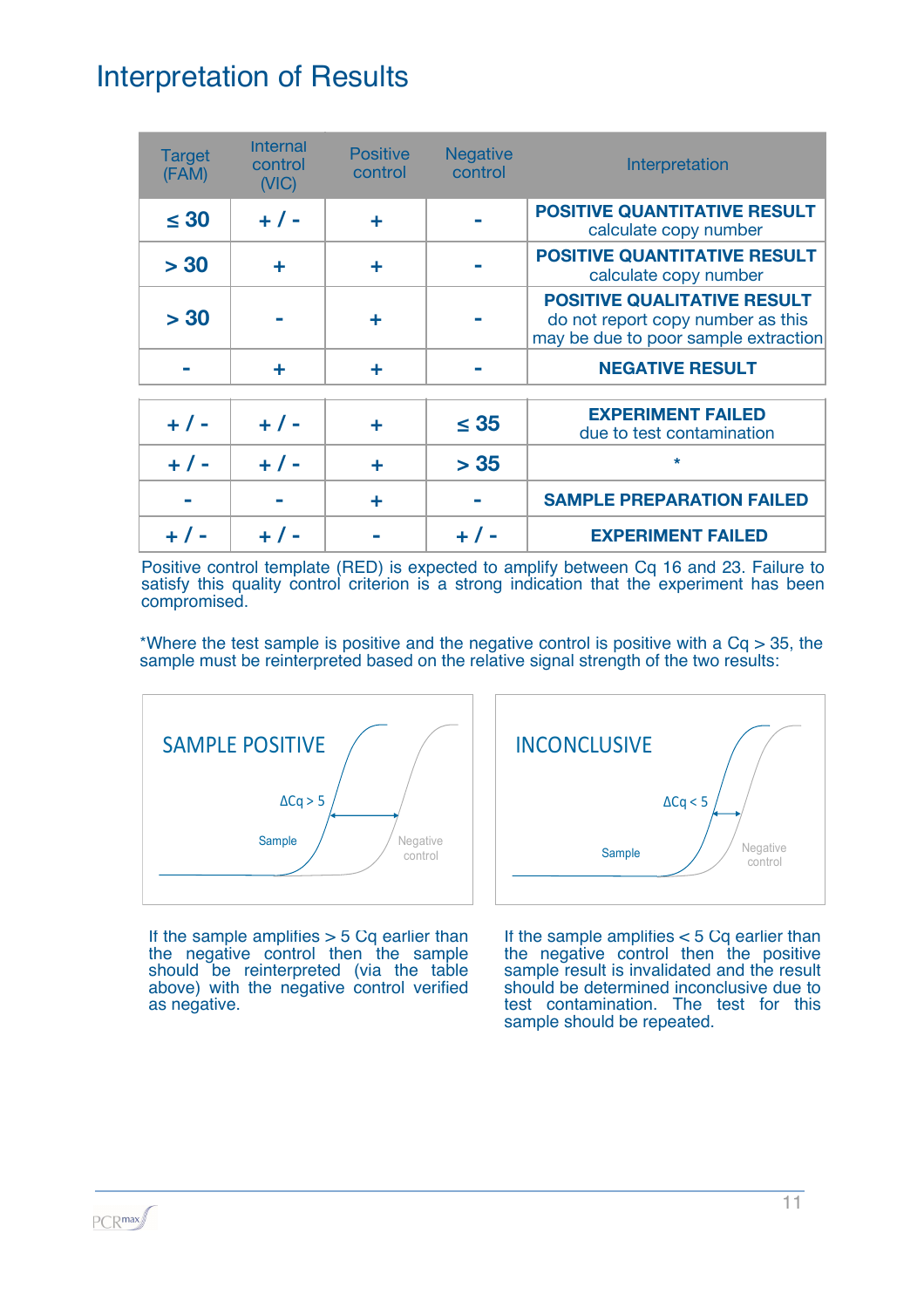# Interpretation of Results

| Target (FAM) | Internal control (VIC) | Positive control | Negative control | Interpretation |
|---|---|---|---|---|
| ≤ 30 | + / - | + | - | **POSITIVE QUANTITATIVE RESULT** calculate copy number |
| > 30 | + | + | - | **POSITIVE QUANTITATIVE RESULT** calculate copy number |
| > 30 | - | + | - | **POSITIVE QUALITATIVE RESULT** do not report copy number as this may be due to poor sample extraction |
| - | + | + | - | **NEGATIVE RESULT** |
| + / - | + / - | + | ≤ 35 | **EXPERIMENT FAILED** due to test contamination |
| + / - | + / - | + | > 35 | * |
| - | - | + | - | **SAMPLE PREPARATION FAILED** |
| + / - | + / - | - | + / - | **EXPERIMENT FAILED** |

Positive control template (RED) is expected to amplify between Cq 16 and 23. Failure to satisfy this quality control criterion is a strong indication that the experiment has been compromised.

*Where the test sample is positive and the negative control is positive with a Cq > 35, the sample must be reinterpreted based on the relative signal strength of the two results:

SAMPLE POSITIVE

ΔCq > 5

Sample

Negative control

If the sample amplifies > 5 Cq earlier than the negative control then the sample should be reinterpreted (via the table above) with the negative control verified as negative.

INCONCLUSIVE

ΔCq < 5

Sample

Negative control

If the sample amplifies < 5 Cq earlier than the negative control then the positive sample result is invalidated and the result should be determined inconclusive due to test contamination. The test for this sample should be repeated.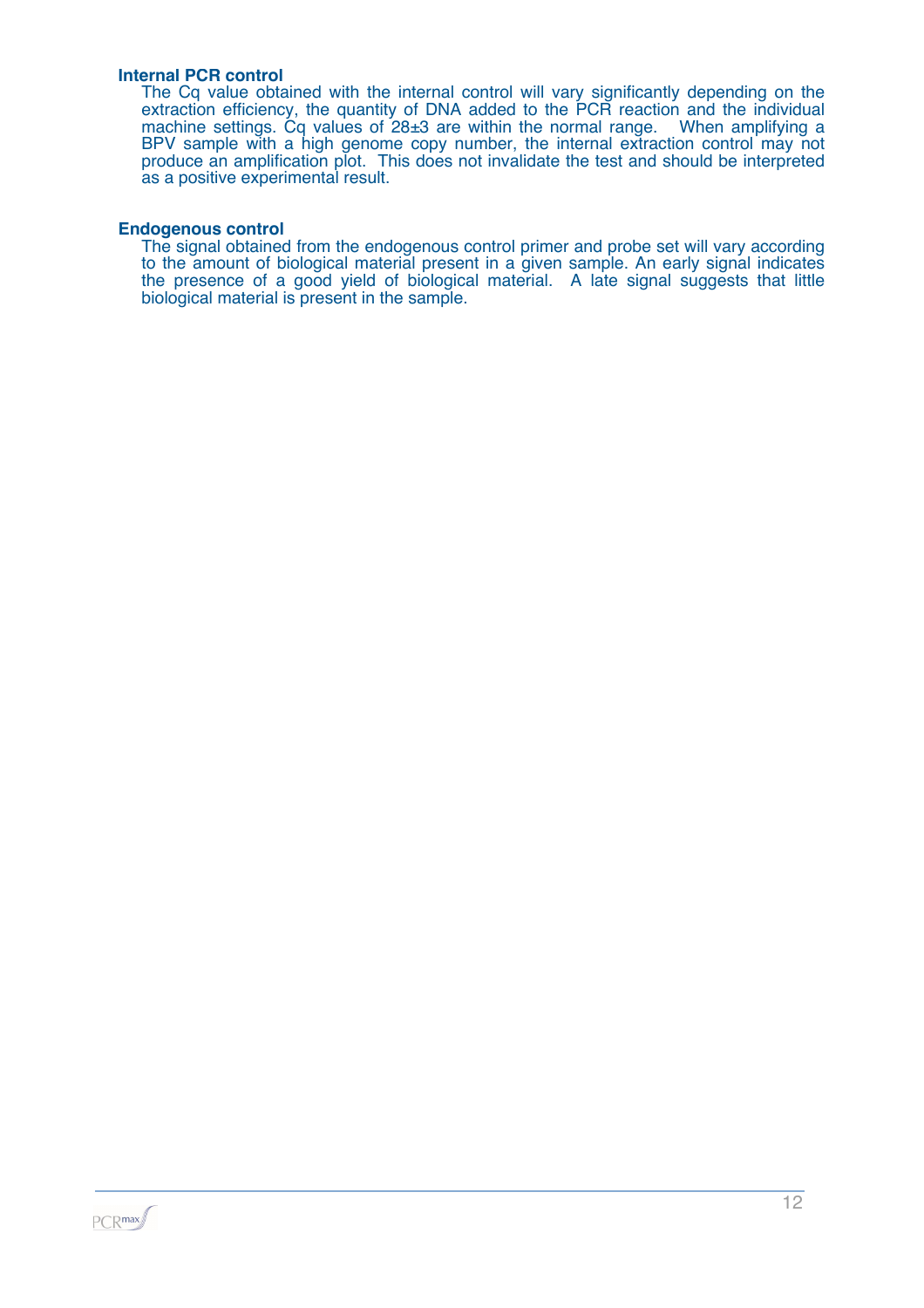**Internal PCR control**

The Cq value obtained with the internal control will vary significantly depending on the extraction efficiency, the quantity of DNA added to the PCR reaction and the individual machine settings. Cq values of 28±3 are within the normal range. When amplifying a BPV sample with a high genome copy number, the internal extraction control may not produce an amplification plot. This does not invalidate the test and should be interpreted as a positive experimental result.

**Endogenous control**

The signal obtained from the endogenous control primer and probe set will vary according to the amount of biological material present in a given sample. An early signal indicates the presence of a good yield of biological material. A late signal suggests that little biological material is present in the sample.